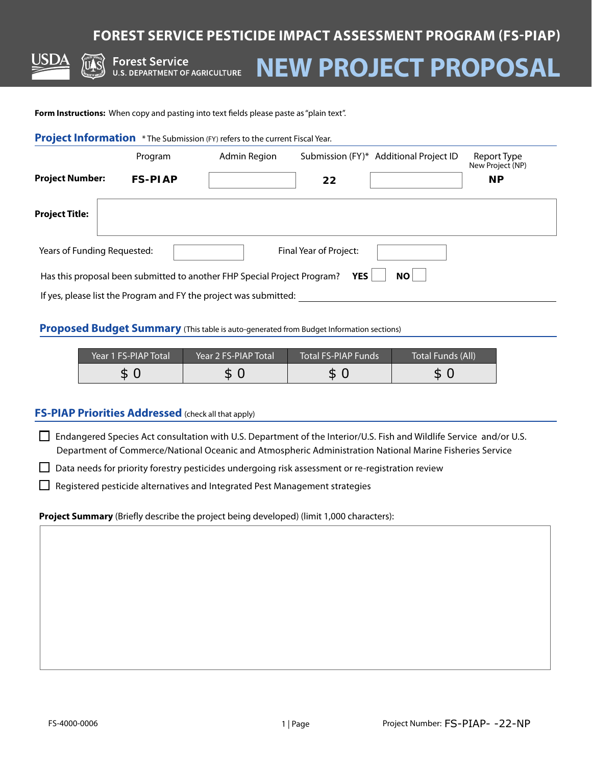# FOREST SERVICE PESTICIDE IMPACT ASSESSMENT PROGRAM (FS-PIAP)

USDA Forest Service U.S. DEPARTMENT OF AGRICULTURE

# NEW PROJECT PROPOSAL

**Form Instructions:** When copy and pasting into text fields please paste as "plain text".

## Project Information

*The Submission (FY) refers to the current Fiscal Year.

| | Program | Admin Region | Submission (FY)* | Additional Project ID | Report Type New Project (NP) |
|---|---|---|---|---|---|
| **Project Number:** | **FS-PIAP** | | **22** | | **NP** |

**Project Title:**

Years of Funding Requested: Final Year of Project:

Has this proposal been submitted to another FHP Special Project Program? **YES** ☐ **NO** ☐

If yes, please list the Program and FY the project was submitted: \_\_\_\_\_\_\_\_\_\_\_\_\_\_\_\_

## Proposed Budget Summary

(This table is auto-generated from Budget Information sections)

| Year 1 FS-PIAP Total | Year 2 FS-PIAP Total | Total FS-PIAP Funds | Total Funds (All) |
|---|---|---|---|
| $ 0 | $ 0 | $ 0 | $ 0 |

## FS-PIAP Priorities Addressed

(check all that apply)

- ☐ Endangered Species Act consultation with U.S. Department of the Interior/U.S. Fish and Wildlife Service and/or U.S. Department of Commerce/National Oceanic and Atmospheric Administration National Marine Fisheries Service
- ☐ Data needs for priority forestry pesticides undergoing risk assessment or re-registration review
- ☐ Registered pesticide alternatives and Integrated Pest Management strategies

**Project Summary** (Briefly describe the project being developed) (limit 1,000 characters):

FS-4000-0006

Project Number: FS-PIAP- -22-NP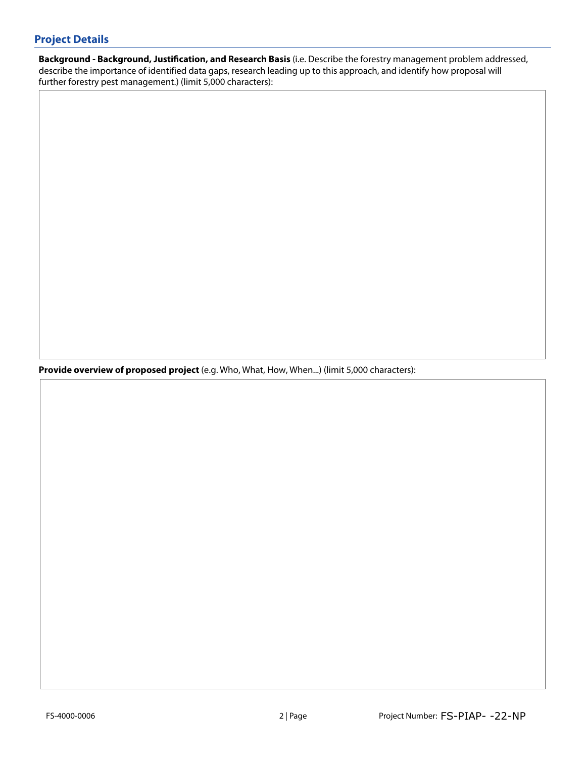## Project Details

**Background - Background, Justification, and Research Basis** (i.e. Describe the forestry management problem addressed, describe the importance of identified data gaps, research leading up to this approach, and identify how proposal will further forestry pest management.) (limit 5,000 characters):

**Provide overview of proposed project** (e.g. Who, What, How, When...) (limit 5,000 characters):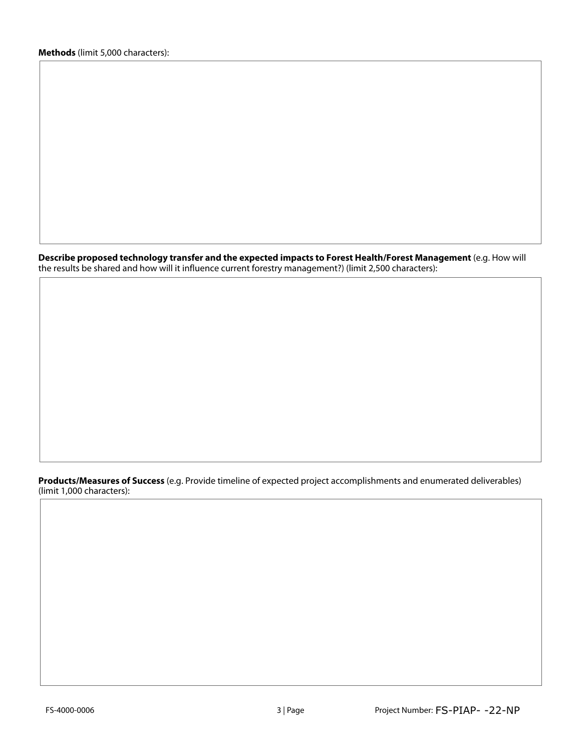**Methods** (limit 5,000 characters):

**Describe proposed technology transfer and the expected impacts to Forest Health/Forest Management** (e.g. How will the results be shared and how will it influence current forestry management?) (limit 2,500 characters):

**Products/Measures of Success** (e.g. Provide timeline of expected project accomplishments and enumerated deliverables) (limit 1,000 characters):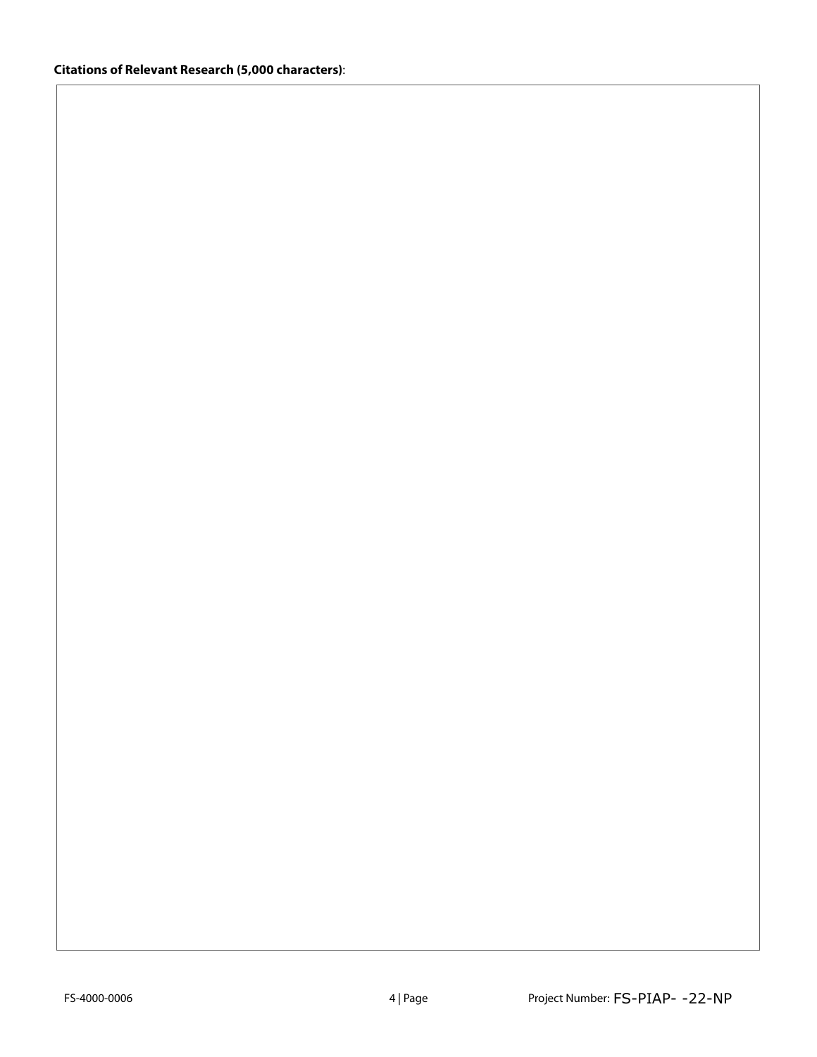**Citations of Relevant Research (5,000 characters)**: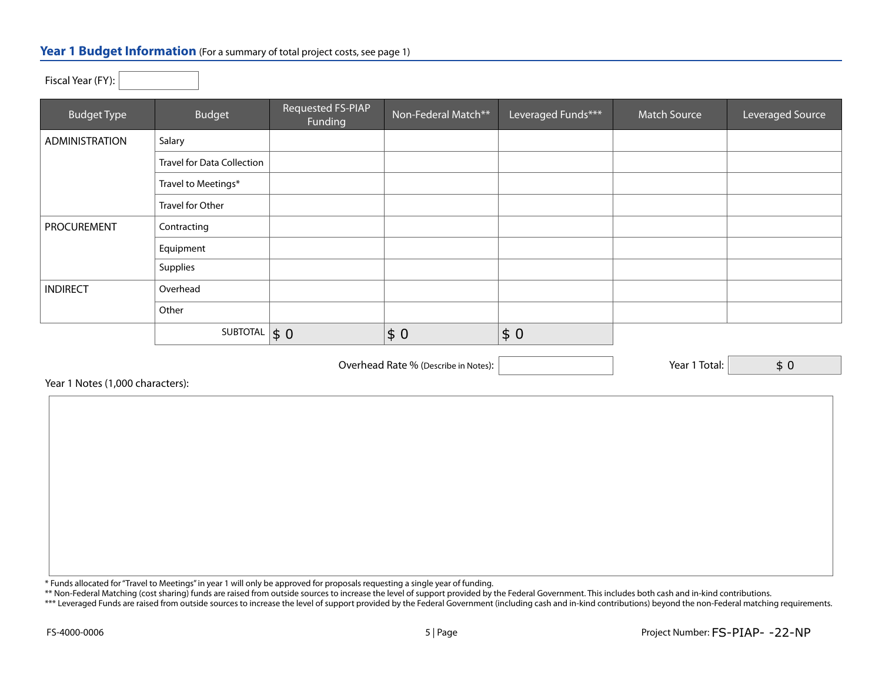## Year 1 Budget Information (For a summary of total project costs, see page 1)

Fiscal Year (FY):

| Budget Type | Budget | Requested FS-PIAP Funding | Non-Federal Match** | Leveraged Funds*** | Match Source | Leveraged Source |
|---|---|---|---|---|---|---|
| ADMINISTRATION | Salary | | | | | |
| | Travel for Data Collection | | | | | |
| | Travel to Meetings* | | | | | |
| | Travel for Other | | | | | |
| PROCUREMENT | Contracting | | | | | |
| | Equipment | | | | | |
| | Supplies | | | | | |
| INDIRECT | Overhead | | | | | |
| | Other | | | | | |
| | SUBTOTAL | $ 0 | $ 0 | $ 0 | | |

Overhead Rate % (Describe in Notes):

Year 1 Total: $ 0

Year 1 Notes (1,000 characters):

* Funds allocated for "Travel to Meetings" in year 1 will only be approved for proposals requesting a single year of funding.
** Non-Federal Matching (cost sharing) funds are raised from outside sources to increase the level of support provided by the Federal Government. This includes both cash and in-kind contributions.
*** Leveraged Funds are raised from outside sources to increase the level of support provided by the Federal Government (including cash and in-kind contributions) beyond the non-Federal matching requirements.

FS-4000-0006

Project Number: FS-PIAP- -22-NP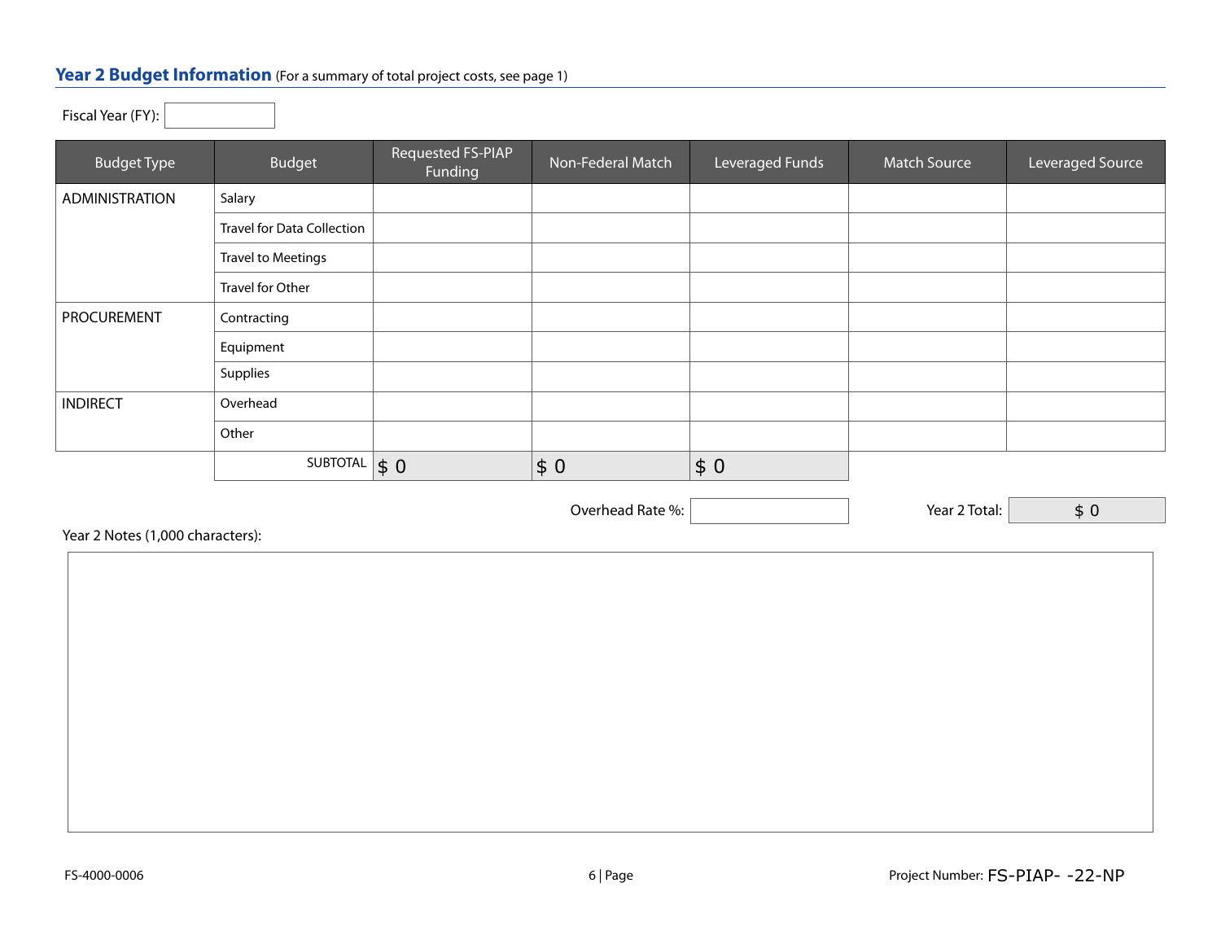## Year 2 Budget Information (For a summary of total project costs, see page 1)

Fiscal Year (FY):

| Budget Type | Budget | Requested FS-PIAP Funding | Non-Federal Match | Leveraged Funds | Match Source | Leveraged Source |
|---|---|---|---|---|---|---|
| ADMINISTRATION | Salary | | | | | |
| | Travel for Data Collection | | | | | |
| | Travel to Meetings | | | | | |
| | Travel for Other | | | | | |
| PROCUREMENT | Contracting | | | | | |
| | Equipment | | | | | |
| | Supplies | | | | | |
| INDIRECT | Overhead | | | | | |
| | Other | | | | | |
| | SUBTOTAL | $ 0 | $ 0 | $ 0 | | |

Overhead Rate %:

Year 2 Total: $ 0

Year 2 Notes (1,000 characters):

FS-4000-0006

Project Number: FS-PIAP- -22-NP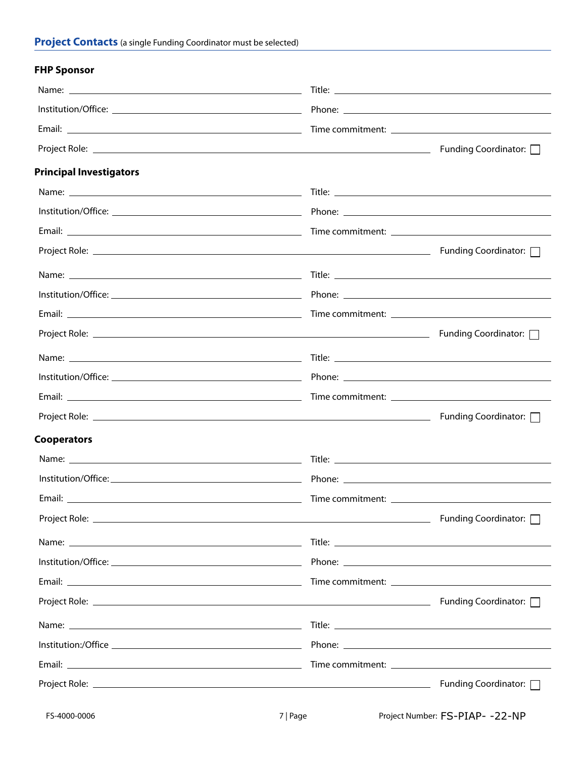## Project Contacts (a single Funding Coordinator must be selected)

### FHP Sponsor

Name: ______________________ Title: ______________________

Institution/Office: ______________________ Phone: ______________________

Email: ______________________ Time commitment: ______________________

Project Role: ______________________ Funding Coordinator: ☐

### Principal Investigators

Name: ______________________ Title: ______________________

Institution/Office: ______________________ Phone: ______________________

Email: ______________________ Time commitment: ______________________

Project Role: ______________________ Funding Coordinator: ☐

Name: ______________________ Title: ______________________

Institution/Office: ______________________ Phone: ______________________

Email: ______________________ Time commitment: ______________________

Project Role: ______________________ Funding Coordinator: ☐

Name: ______________________ Title: ______________________

Institution/Office: ______________________ Phone: ______________________

Email: ______________________ Time commitment: ______________________

Project Role: ______________________ Funding Coordinator: ☐

### Cooperators

Name: ______________________ Title: ______________________

Institution/Office: ______________________ Phone: ______________________

Email: ______________________ Time commitment: ______________________

Project Role: ______________________ Funding Coordinator: ☐

Name: ______________________ Title: ______________________

Institution/Office: ______________________ Phone: ______________________

Email: ______________________ Time commitment: ______________________

Project Role: ______________________ Funding Coordinator: ☐

Name: ______________________ Title: ______________________

Institution:/Office ______________________ Phone: ______________________

Email: ______________________ Time commitment: ______________________

Project Role: ______________________ Funding Coordinator: ☐

FS-4000-0006 Project Number: FS-PIAP- -22-NP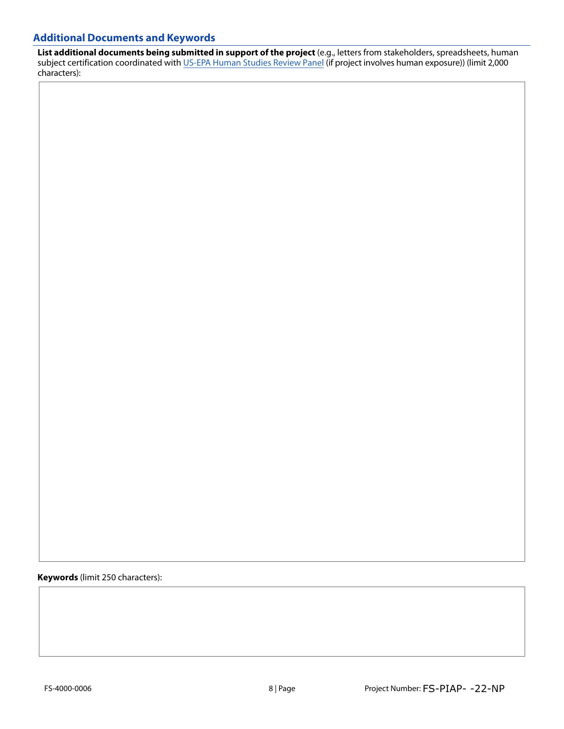## Additional Documents and Keywords

**List additional documents being submitted in support of the project** (e.g., letters from stakeholders, spreadsheets, human subject certification coordinated with US-EPA Human Studies Review Panel (if project involves human exposure)) (limit 2,000 characters):

**Keywords** (limit 250 characters):

FS-4000-0006

Project Number: FS-PIAP- -22-NP